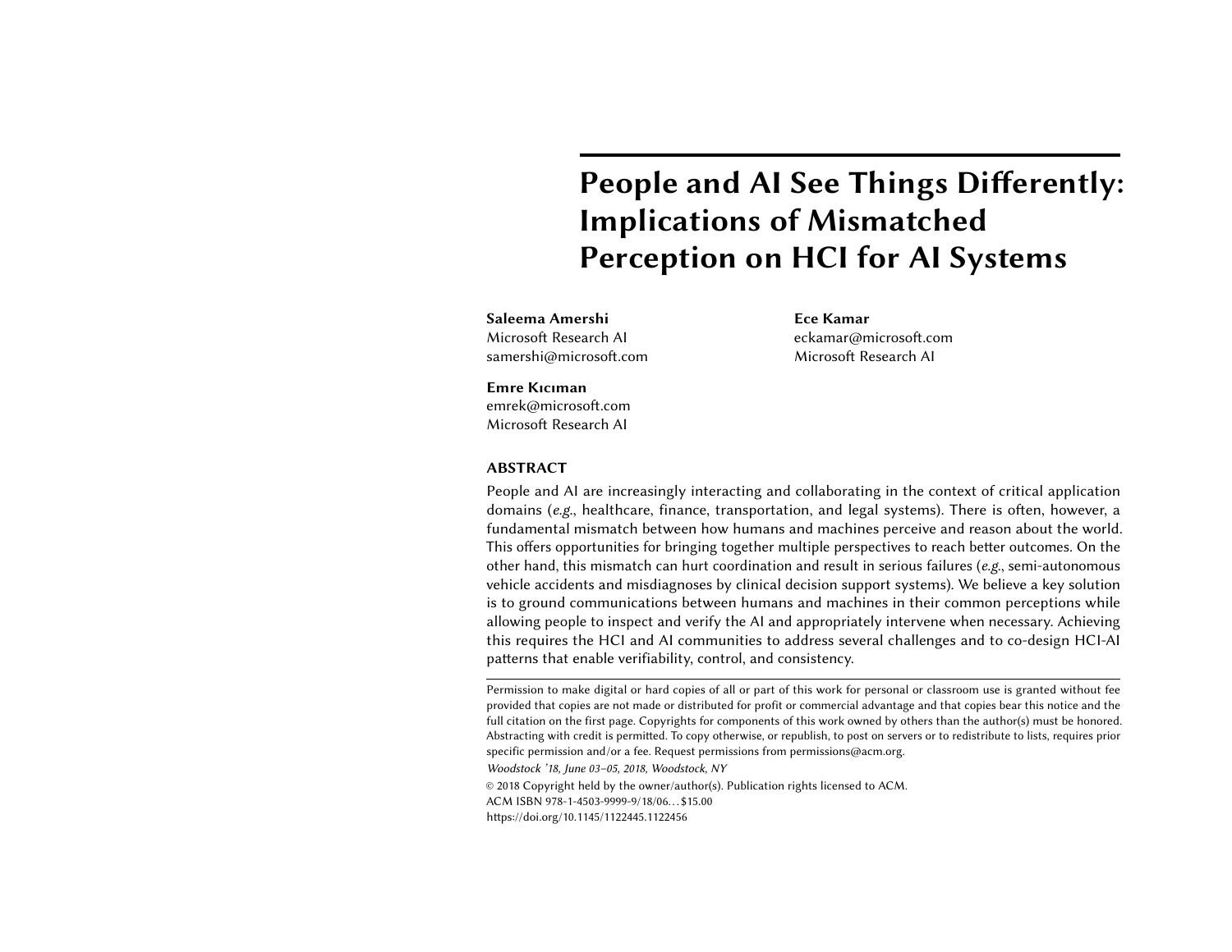# People and AI See Things Differently: Implications of Mismatched Perception on HCI for AI Systems

**Saleema Amershi**
Microsoft Research AI
samershi@microsoft.com

**Ece Kamar**
eckamar@microsoft.com
Microsoft Research AI

**Emre Kıcıman**
emrek@microsoft.com
Microsoft Research AI

## ABSTRACT

People and AI are increasingly interacting and collaborating in the context of critical application domains (*e.g.*, healthcare, finance, transportation, and legal systems). There is often, however, a fundamental mismatch between how humans and machines perceive and reason about the world. This offers opportunities for bringing together multiple perspectives to reach better outcomes. On the other hand, this mismatch can hurt coordination and result in serious failures (*e.g.*, semi-autonomous vehicle accidents and misdiagnoses by clinical decision support systems). We believe a key solution is to ground communications between humans and machines in their common perceptions while allowing people to inspect and verify the AI and appropriately intervene when necessary. Achieving this requires the HCI and AI communities to address several challenges and to co-design HCI-AI patterns that enable verifiability, control, and consistency.

Permission to make digital or hard copies of all or part of this work for personal or classroom use is granted without fee provided that copies are not made or distributed for profit or commercial advantage and that copies bear this notice and the full citation on the first page. Copyrights for components of this work owned by others than the author(s) must be honored. Abstracting with credit is permitted. To copy otherwise, or republish, to post on servers or to redistribute to lists, requires prior specific permission and/or a fee. Request permissions from permissions@acm.org.

*Woodstock '18, June 03–05, 2018, Woodstock, NY*

© 2018 Copyright held by the owner/author(s). Publication rights licensed to ACM.
ACM ISBN 978-1-4503-9999-9/18/06…$15.00
https://doi.org/10.1145/1122445.1122456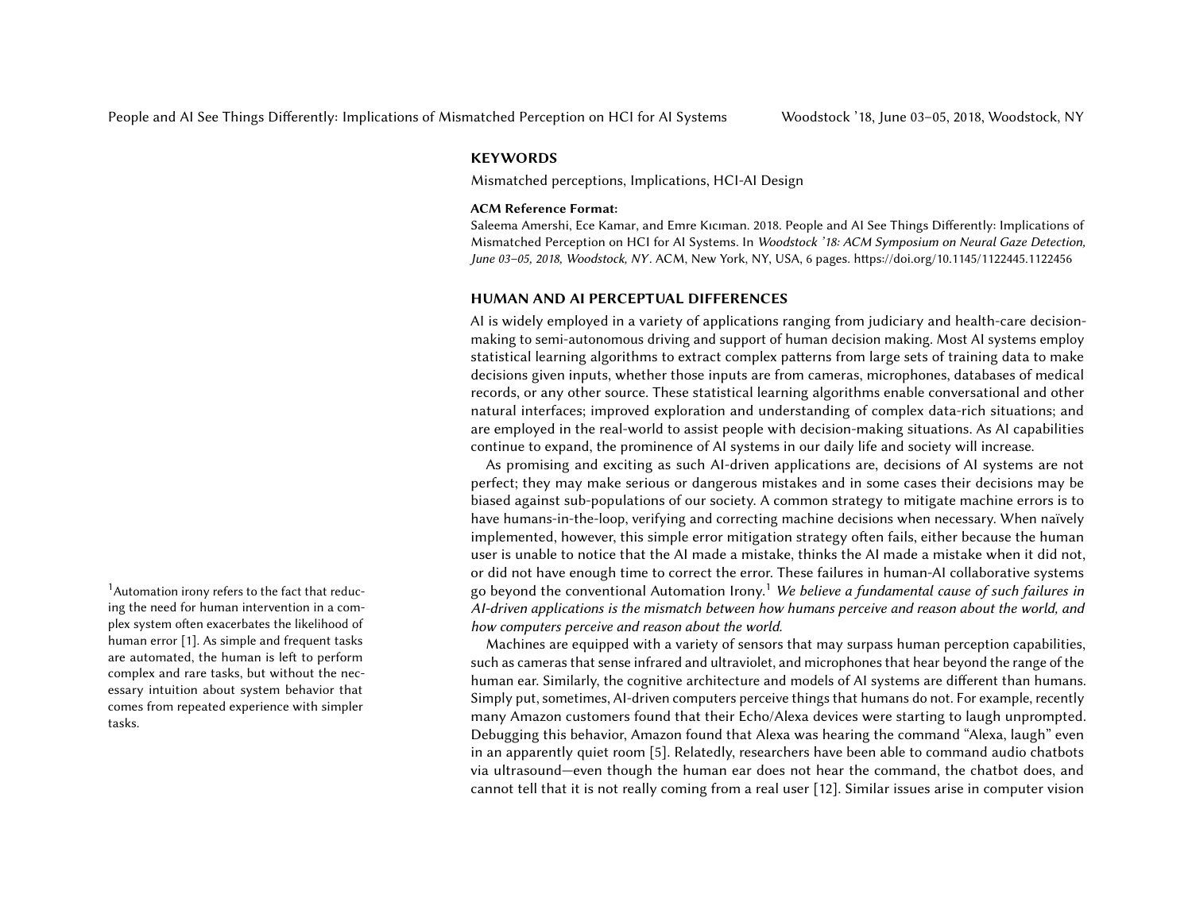## KEYWORDS

Mismatched perceptions, Implications, HCI-AI Design

**ACM Reference Format:**

Saleema Amershi, Ece Kamar, and Emre Kıcıman. 2018. People and AI See Things Differently: Implications of Mismatched Perception on HCI for AI Systems. In *Woodstock '18: ACM Symposium on Neural Gaze Detection, June 03–05, 2018, Woodstock, NY*. ACM, New York, NY, USA, 6 pages. https://doi.org/10.1145/1122445.1122456

## HUMAN AND AI PERCEPTUAL DIFFERENCES

AI is widely employed in a variety of applications ranging from judiciary and health-care decision-making to semi-autonomous driving and support of human decision making. Most AI systems employ statistical learning algorithms to extract complex patterns from large sets of training data to make decisions given inputs, whether those inputs are from cameras, microphones, databases of medical records, or any other source. These statistical learning algorithms enable conversational and other natural interfaces; improved exploration and understanding of complex data-rich situations; and are employed in the real-world to assist people with decision-making situations. As AI capabilities continue to expand, the prominence of AI systems in our daily life and society will increase.

As promising and exciting as such AI-driven applications are, decisions of AI systems are not perfect; they may make serious or dangerous mistakes and in some cases their decisions may be biased against sub-populations of our society. A common strategy to mitigate machine errors is to have humans-in-the-loop, verifying and correcting machine decisions when necessary. When naïvely implemented, however, this simple error mitigation strategy often fails, either because the human user is unable to notice that the AI made a mistake, thinks the AI made a mistake when it did not, or did not have enough time to correct the error. These failures in human-AI collaborative systems go beyond the conventional Automation Irony.[1] *We believe a fundamental cause of such failures in AI-driven applications is the mismatch between how humans perceive and reason about the world, and how computers perceive and reason about the world.*

Machines are equipped with a variety of sensors that may surpass human perception capabilities, such as cameras that sense infrared and ultraviolet, and microphones that hear beyond the range of the human ear. Similarly, the cognitive architecture and models of AI systems are different than humans. Simply put, sometimes, AI-driven computers perceive things that humans do not. For example, recently many Amazon customers found that their Echo/Alexa devices were starting to laugh unprompted. Debugging this behavior, Amazon found that Alexa was hearing the command "Alexa, laugh" even in an apparently quiet room [5]. Relatedly, researchers have been able to command audio chatbots via ultrasound—even though the human ear does not hear the command, the chatbot does, and cannot tell that it is not really coming from a real user [12]. Similar issues arise in computer vision

[1]Automation irony refers to the fact that reducing the need for human intervention in a complex system often exacerbates the likelihood of human error [1]. As simple and frequent tasks are automated, the human is left to perform complex and rare tasks, but without the necessary intuition about system behavior that comes from repeated experience with simpler tasks.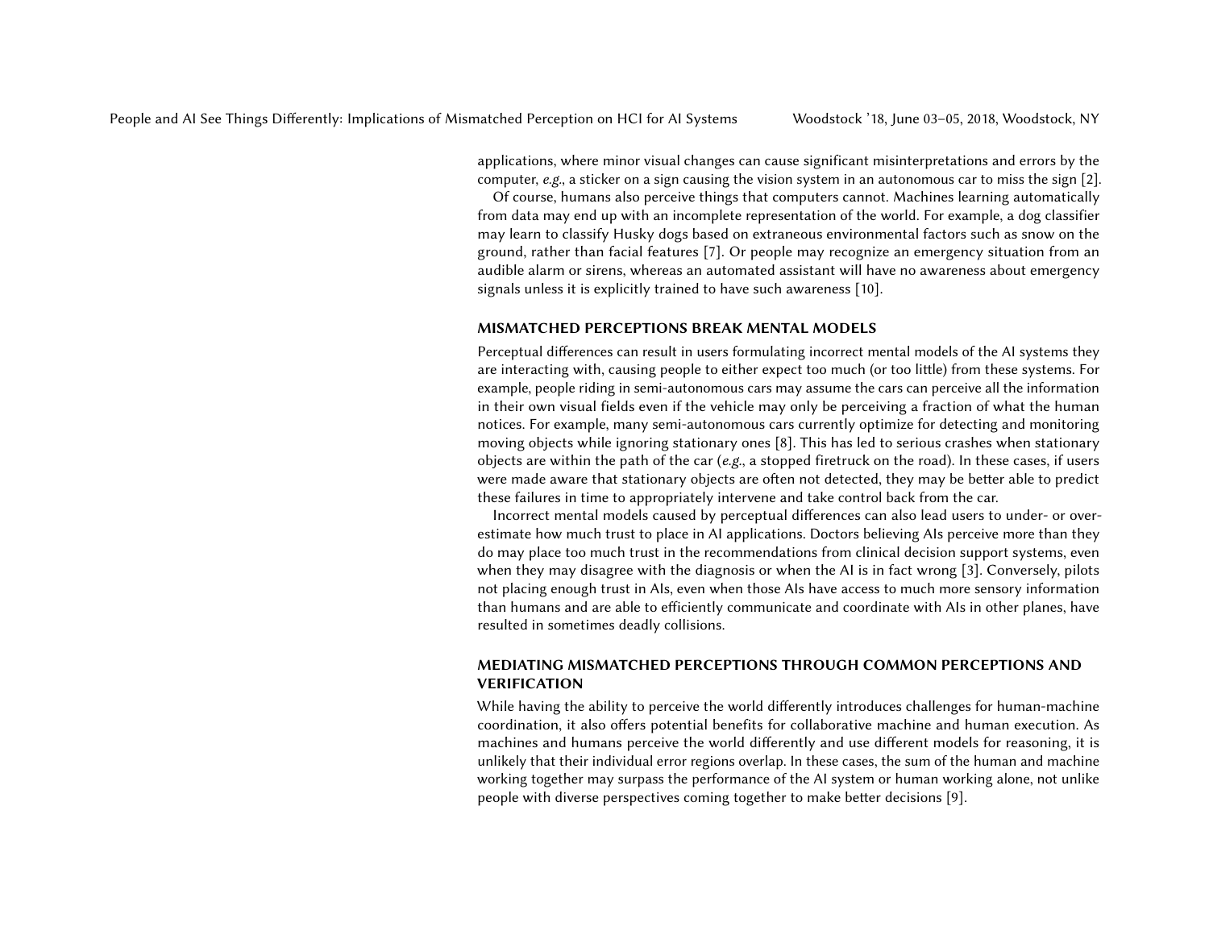applications, where minor visual changes can cause significant misinterpretations and errors by the computer, *e.g.*, a sticker on a sign causing the vision system in an autonomous car to miss the sign [2].

Of course, humans also perceive things that computers cannot. Machines learning automatically from data may end up with an incomplete representation of the world. For example, a dog classifier may learn to classify Husky dogs based on extraneous environmental factors such as snow on the ground, rather than facial features [7]. Or people may recognize an emergency situation from an audible alarm or sirens, whereas an automated assistant will have no awareness about emergency signals unless it is explicitly trained to have such awareness [10].

## MISMATCHED PERCEPTIONS BREAK MENTAL MODELS

Perceptual differences can result in users formulating incorrect mental models of the AI systems they are interacting with, causing people to either expect too much (or too little) from these systems. For example, people riding in semi-autonomous cars may assume the cars can perceive all the information in their own visual fields even if the vehicle may only be perceiving a fraction of what the human notices. For example, many semi-autonomous cars currently optimize for detecting and monitoring moving objects while ignoring stationary ones [8]. This has led to serious crashes when stationary objects are within the path of the car (*e.g.*, a stopped firetruck on the road). In these cases, if users were made aware that stationary objects are often not detected, they may be better able to predict these failures in time to appropriately intervene and take control back from the car.

Incorrect mental models caused by perceptual differences can also lead users to under- or over-estimate how much trust to place in AI applications. Doctors believing AIs perceive more than they do may place too much trust in the recommendations from clinical decision support systems, even when they may disagree with the diagnosis or when the AI is in fact wrong [3]. Conversely, pilots not placing enough trust in AIs, even when those AIs have access to much more sensory information than humans and are able to efficiently communicate and coordinate with AIs in other planes, have resulted in sometimes deadly collisions.

## MEDIATING MISMATCHED PERCEPTIONS THROUGH COMMON PERCEPTIONS AND VERIFICATION

While having the ability to perceive the world differently introduces challenges for human-machine coordination, it also offers potential benefits for collaborative machine and human execution. As machines and humans perceive the world differently and use different models for reasoning, it is unlikely that their individual error regions overlap. In these cases, the sum of the human and machine working together may surpass the performance of the AI system or human working alone, not unlike people with diverse perspectives coming together to make better decisions [9].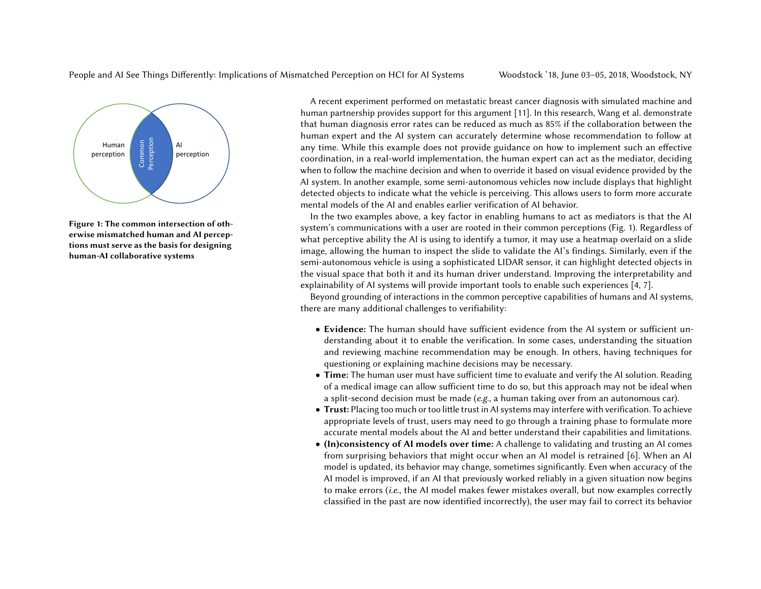Figure 1: The common intersection of otherwise mismatched human and AI perceptions must serve as the basis for designing human-AI collaborative systems

A recent experiment performed on metastatic breast cancer diagnosis with simulated machine and human partnership provides support for this argument [11]. In this research, Wang et al. demonstrate that human diagnosis error rates can be reduced as much as 85% if the collaboration between the human expert and the AI system can accurately determine whose recommendation to follow at any time. While this example does not provide guidance on how to implement such an effective coordination, in a real-world implementation, the human expert can act as the mediator, deciding when to follow the machine decision and when to override it based on visual evidence provided by the AI system. In another example, some semi-autonomous vehicles now include displays that highlight detected objects to indicate what the vehicle is perceiving. This allows users to form more accurate mental models of the AI and enables earlier verification of AI behavior.

In the two examples above, a key factor in enabling humans to act as mediators is that the AI system's communications with a user are rooted in their common perceptions (Fig. 1). Regardless of what perceptive ability the AI is using to identify a tumor, it may use a heatmap overlaid on a slide image, allowing the human to inspect the slide to validate the AI's findings. Similarly, even if the semi-autonomous vehicle is using a sophisticated LIDAR sensor, it can highlight detected objects in the visual space that both it and its human driver understand. Improving the interpretability and explainability of AI systems will provide important tools to enable such experiences [4, 7].

Beyond grounding of interactions in the common perceptive capabilities of humans and AI systems, there are many additional challenges to verifiability:

- **Evidence:** The human should have sufficient evidence from the AI system or sufficient understanding about it to enable the verification. In some cases, understanding the situation and reviewing machine recommendation may be enough. In others, having techniques for questioning or explaining machine decisions may be necessary.
- **Time:** The human user must have sufficient time to evaluate and verify the AI solution. Reading of a medical image can allow sufficient time to do so, but this approach may not be ideal when a split-second decision must be made (*e.g.*, a human taking over from an autonomous car).
- **Trust:** Placing too much or too little trust in AI systems may interfere with verification. To achieve appropriate levels of trust, users may need to go through a training phase to formulate more accurate mental models about the AI and better understand their capabilities and limitations.
- **(In)consistency of AI models over time:** A challenge to validating and trusting an AI comes from surprising behaviors that might occur when an AI model is retrained [6]. When an AI model is updated, its behavior may change, sometimes significantly. Even when accuracy of the AI model is improved, if an AI that previously worked reliably in a given situation now begins to make errors (*i.e.*, the AI model makes fewer mistakes overall, but now examples correctly classified in the past are now identified incorrectly), the user may fail to correct its behavior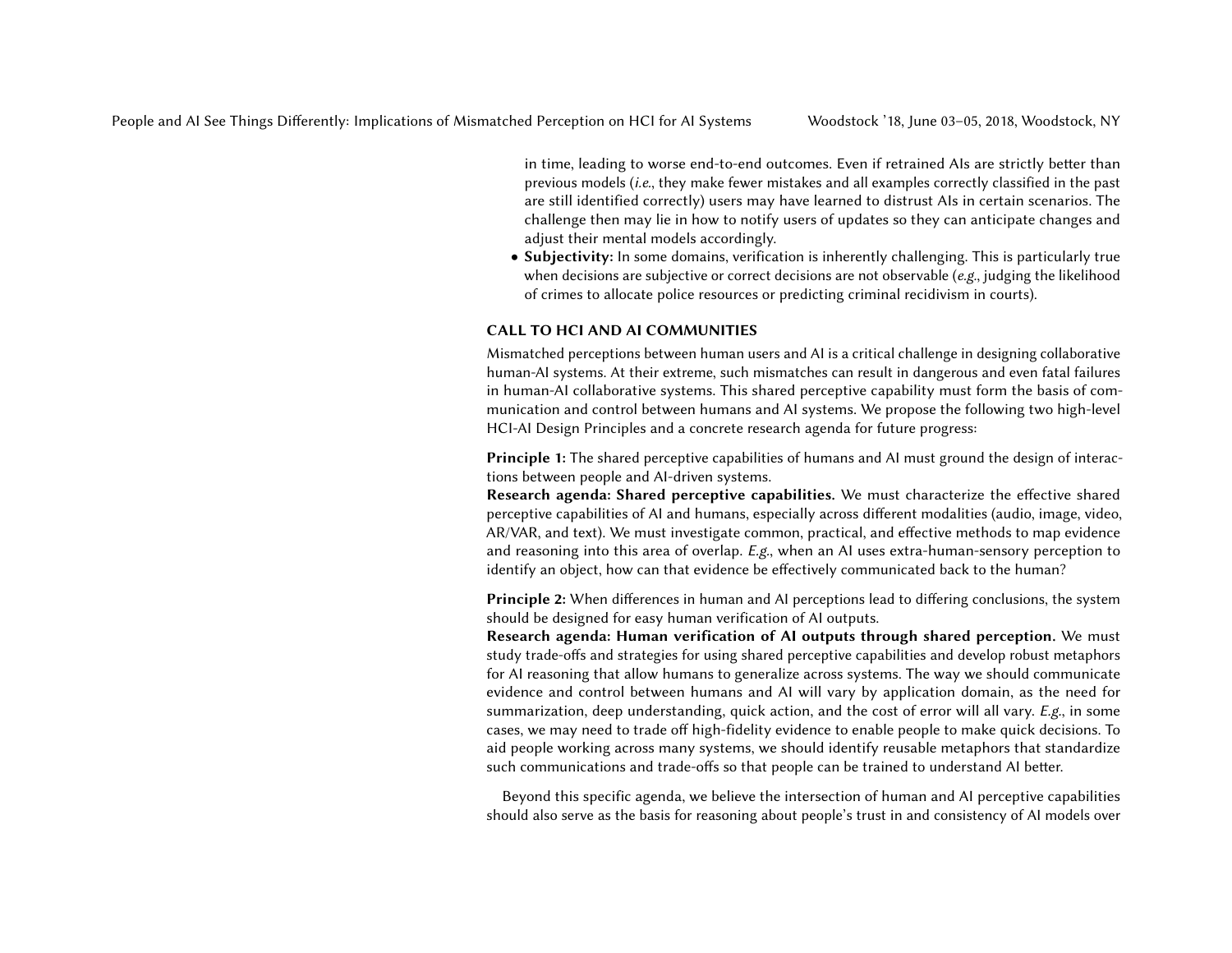in time, leading to worse end-to-end outcomes. Even if retrained AIs are strictly better than previous models (*i.e.*, they make fewer mistakes and all examples correctly classified in the past are still identified correctly) users may have learned to distrust AIs in certain scenarios. The challenge then may lie in how to notify users of updates so they can anticipate changes and adjust their mental models accordingly.

- **Subjectivity:** In some domains, verification is inherently challenging. This is particularly true when decisions are subjective or correct decisions are not observable (*e.g.*, judging the likelihood of crimes to allocate police resources or predicting criminal recidivism in courts).

## CALL TO HCI AND AI COMMUNITIES

Mismatched perceptions between human users and AI is a critical challenge in designing collaborative human-AI systems. At their extreme, such mismatches can result in dangerous and even fatal failures in human-AI collaborative systems. This shared perceptive capability must form the basis of communication and control between humans and AI systems. We propose the following two high-level HCI-AI Design Principles and a concrete research agenda for future progress:

**Principle 1:** The shared perceptive capabilities of humans and AI must ground the design of interactions between people and AI-driven systems.
**Research agenda: Shared perceptive capabilities.** We must characterize the effective shared perceptive capabilities of AI and humans, especially across different modalities (audio, image, video, AR/VAR, and text). We must investigate common, practical, and effective methods to map evidence and reasoning into this area of overlap. *E.g.*, when an AI uses extra-human-sensory perception to identify an object, how can that evidence be effectively communicated back to the human?

**Principle 2:** When differences in human and AI perceptions lead to differing conclusions, the system should be designed for easy human verification of AI outputs.
**Research agenda: Human verification of AI outputs through shared perception.** We must study trade-offs and strategies for using shared perceptive capabilities and develop robust metaphors for AI reasoning that allow humans to generalize across systems. The way we should communicate evidence and control between humans and AI will vary by application domain, as the need for summarization, deep understanding, quick action, and the cost of error will all vary. *E.g.*, in some cases, we may need to trade off high-fidelity evidence to enable people to make quick decisions. To aid people working across many systems, we should identify reusable metaphors that standardize such communications and trade-offs so that people can be trained to understand AI better.

Beyond this specific agenda, we believe the intersection of human and AI perceptive capabilities should also serve as the basis for reasoning about people's trust in and consistency of AI models over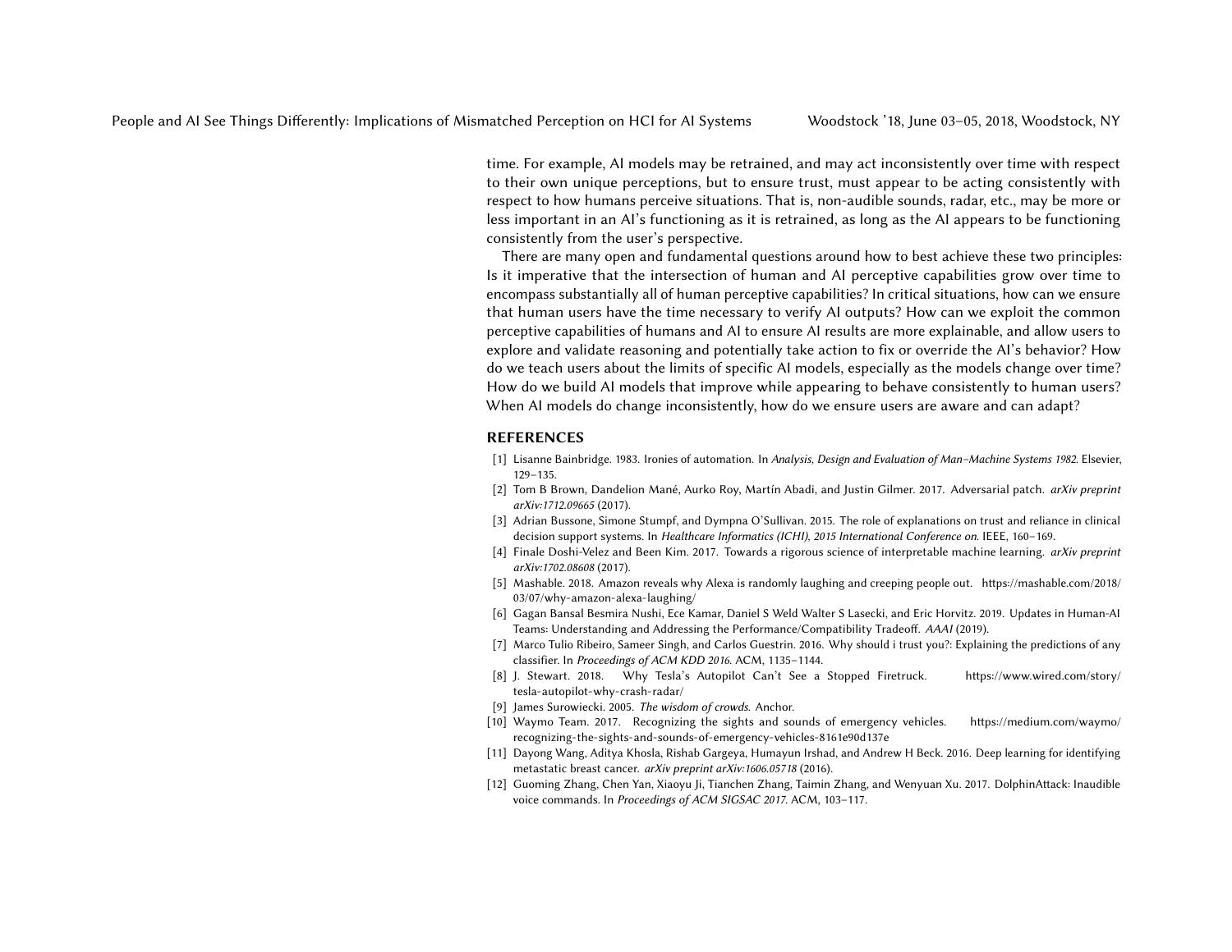time. For example, AI models may be retrained, and may act inconsistently over time with respect to their own unique perceptions, but to ensure trust, must appear to be acting consistently with respect to how humans perceive situations. That is, non-audible sounds, radar, etc., may be more or less important in an AI's functioning as it is retrained, as long as the AI appears to be functioning consistently from the user's perspective.

There are many open and fundamental questions around how to best achieve these two principles: Is it imperative that the intersection of human and AI perceptive capabilities grow over time to encompass substantially all of human perceptive capabilities? In critical situations, how can we ensure that human users have the time necessary to verify AI outputs? How can we exploit the common perceptive capabilities of humans and AI to ensure AI results are more explainable, and allow users to explore and validate reasoning and potentially take action to fix or override the AI's behavior? How do we teach users about the limits of specific AI models, especially as the models change over time? How do we build AI models that improve while appearing to behave consistently to human users? When AI models do change inconsistently, how do we ensure users are aware and can adapt?

## REFERENCES

[1] Lisanne Bainbridge. 1983. Ironies of automation. In *Analysis, Design and Evaluation of Man–Machine Systems 1982*. Elsevier, 129–135.

[2] Tom B Brown, Dandelion Mané, Aurko Roy, Martín Abadi, and Justin Gilmer. 2017. Adversarial patch. *arXiv preprint arXiv:1712.09665* (2017).

[3] Adrian Bussone, Simone Stumpf, and Dympna O'Sullivan. 2015. The role of explanations on trust and reliance in clinical decision support systems. In *Healthcare Informatics (ICHI), 2015 International Conference on*. IEEE, 160–169.

[4] Finale Doshi-Velez and Been Kim. 2017. Towards a rigorous science of interpretable machine learning. *arXiv preprint arXiv:1702.08608* (2017).

[5] Mashable. 2018. Amazon reveals why Alexa is randomly laughing and creeping people out. https://mashable.com/2018/03/07/why-amazon-alexa-laughing/

[6] Gagan Bansal Besmira Nushi, Ece Kamar, Daniel S Weld Walter S Lasecki, and Eric Horvitz. 2019. Updates in Human-AI Teams: Understanding and Addressing the Performance/Compatibility Tradeoff. *AAAI* (2019).

[7] Marco Tulio Ribeiro, Sameer Singh, and Carlos Guestrin. 2016. Why should i trust you?: Explaining the predictions of any classifier. In *Proceedings of ACM KDD 2016*. ACM, 1135–1144.

[8] J. Stewart. 2018. Why Tesla's Autopilot Can't See a Stopped Firetruck. https://www.wired.com/story/tesla-autopilot-why-crash-radar/

[9] James Surowiecki. 2005. *The wisdom of crowds*. Anchor.

[10] Waymo Team. 2017. Recognizing the sights and sounds of emergency vehicles. https://medium.com/waymo/recognizing-the-sights-and-sounds-of-emergency-vehicles-8161e90d137e

[11] Dayong Wang, Aditya Khosla, Rishab Gargeya, Humayun Irshad, and Andrew H Beck. 2016. Deep learning for identifying metastatic breast cancer. *arXiv preprint arXiv:1606.05718* (2016).

[12] Guoming Zhang, Chen Yan, Xiaoyu Ji, Tianchen Zhang, Taimin Zhang, and Wenyuan Xu. 2017. DolphinAttack: Inaudible voice commands. In *Proceedings of ACM SIGSAC 2017*. ACM, 103–117.